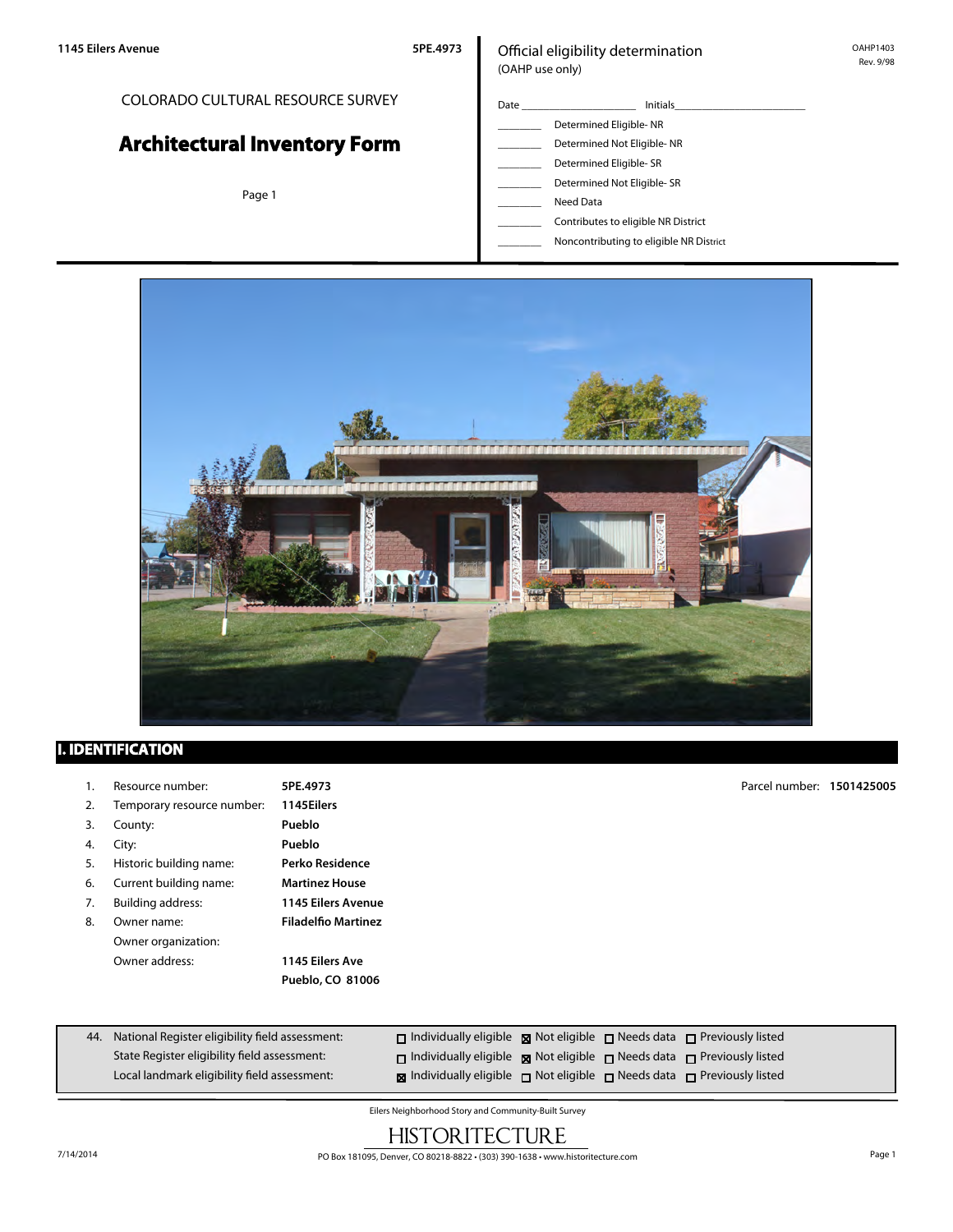1145 Eilers Avenue 5PE.4973

COLORADO CULTURAL RESOURCE SURVEY

# Architectural Inventory Form

Official eligibility determination
(OAHP use only)

OAHP1403
Rev. 9/98

Date ____________________ Initials______________________

_______ Determined Eligible- NR
_______ Determined Not Eligible- NR
_______ Determined Eligible- SR
_______ Determined Not Eligible- SR
_______ Need Data
_______ Contributes to eligible NR District
_______ Noncontributing to eligible NR District

## I. IDENTIFICATION

| | | |
|---|---|---|
| 1. | Resource number: | 5PE.4973 |
| 2. | Temporary resource number: | 1145Eilers |
| 3. | County: | Pueblo |
| 4. | City: | Pueblo |
| 5. | Historic building name: | Perko Residence |
| 6. | Current building name: | Martinez House |
| 7. | Building address: | 1145 Eilers Avenue |
| 8. | Owner name: | Filadelfio Martinez |
| | Owner organization: | |
| | Owner address: | 1145 Eilers Ave<br>Pueblo, CO 81006 |

Parcel number: **1501425005**

| 44. | | Individually eligible | Not eligible | Needs data | Previously listed |
|---|---|---|---|---|---|
| | National Register eligibility field assessment: | ☐ | ☒ | ☐ | ☐ |
| | State Register eligibility field assessment: | ☐ | ☒ | ☐ | ☐ |
| | Local landmark eligibility field assessment: | ☒ | ☐ | ☐ | ☐ |

Eilers Neighborhood Story and Community-Built Survey

HISTORITECTURE

PO Box 181095, Denver, CO 80218-8822 • (303) 390-1638 • www.historitecture.com

7/14/2014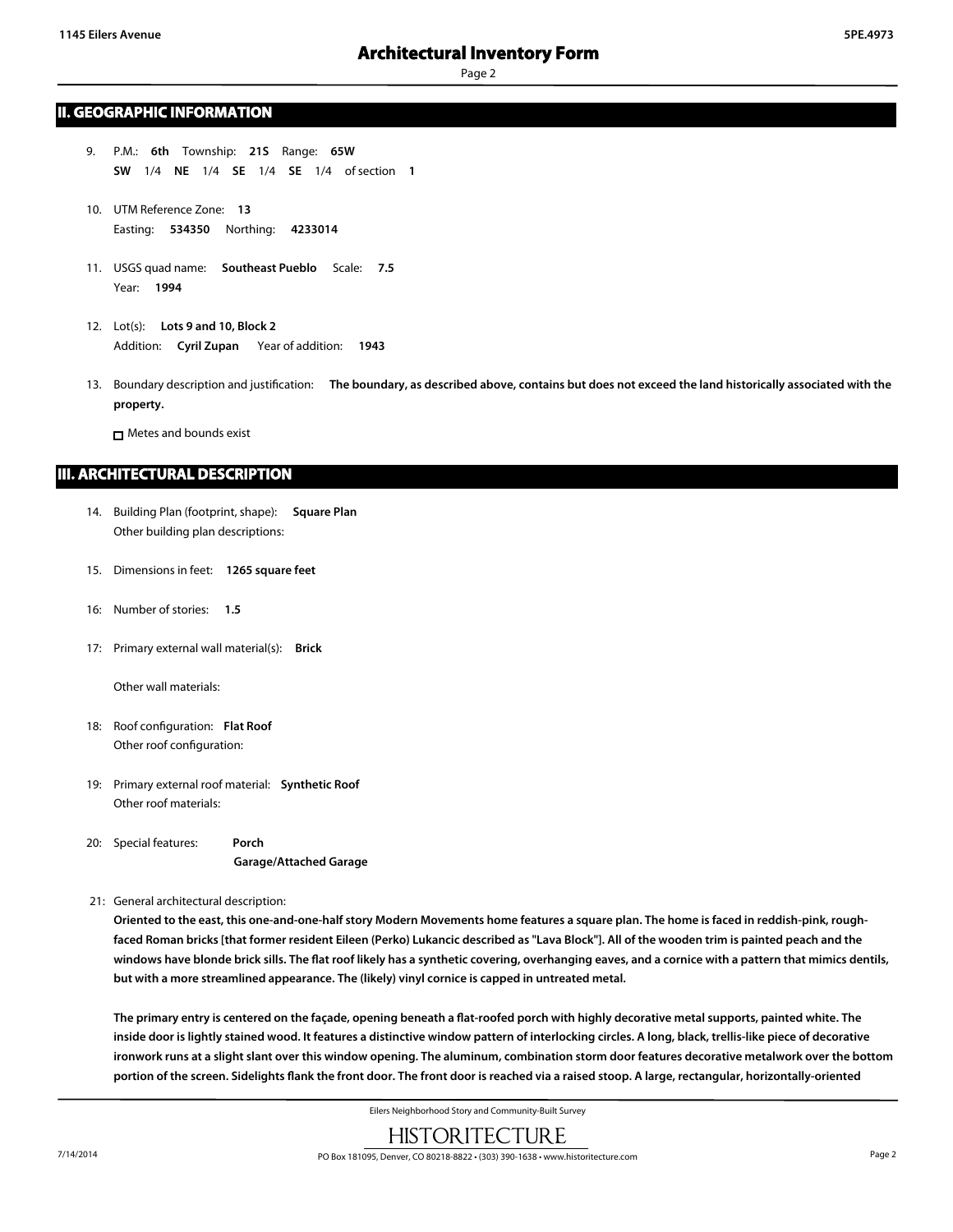## II. GEOGRAPHIC INFORMATION

9. P.M.: **6th** Township: **21S** Range: **65W**
   **SW** 1/4 **NE** 1/4 **SE** 1/4 **SE** 1/4 of section **1**

10. UTM Reference Zone: **13**
    Easting: **534350** Northing: **4233014**

11. USGS quad name: **Southeast Pueblo** Scale: **7.5**
    Year: **1994**

12. Lot(s): **Lots 9 and 10, Block 2**
    Addition: **Cyril Zupan** Year of addition: **1943**

13. Boundary description and justification: **The boundary, as described above, contains but does not exceed the land historically associated with the property.**

    ☐ Metes and bounds exist

## III. ARCHITECTURAL DESCRIPTION

14. Building Plan (footprint, shape): **Square Plan**
    Other building plan descriptions:

15. Dimensions in feet: **1265 square feet**

16: Number of stories: **1.5**

17: Primary external wall material(s): **Brick**

    Other wall materials:

18: Roof configuration: **Flat Roof**
    Other roof configuration:

19: Primary external roof material: **Synthetic Roof**
    Other roof materials:

20: Special features: **Porch**
    **Garage/Attached Garage**

21: General architectural description:

**Oriented to the east, this one-and-one-half story Modern Movements home features a square plan. The home is faced in reddish-pink, rough-faced Roman bricks [that former resident Eileen (Perko) Lukancic described as "Lava Block"]. All of the wooden trim is painted peach and the windows have blonde brick sills. The flat roof likely has a synthetic covering, overhanging eaves, and a cornice with a pattern that mimics dentils, but with a more streamlined appearance. The (likely) vinyl cornice is capped in untreated metal.**

**The primary entry is centered on the façade, opening beneath a flat-roofed porch with highly decorative metal supports, painted white. The inside door is lightly stained wood. It features a distinctive window pattern of interlocking circles. A long, black, trellis-like piece of decorative ironwork runs at a slight slant over this window opening. The aluminum, combination storm door features decorative metalwork over the bottom portion of the screen. Sidelights flank the front door. The front door is reached via a raised stoop. A large, rectangular, horizontally-oriented**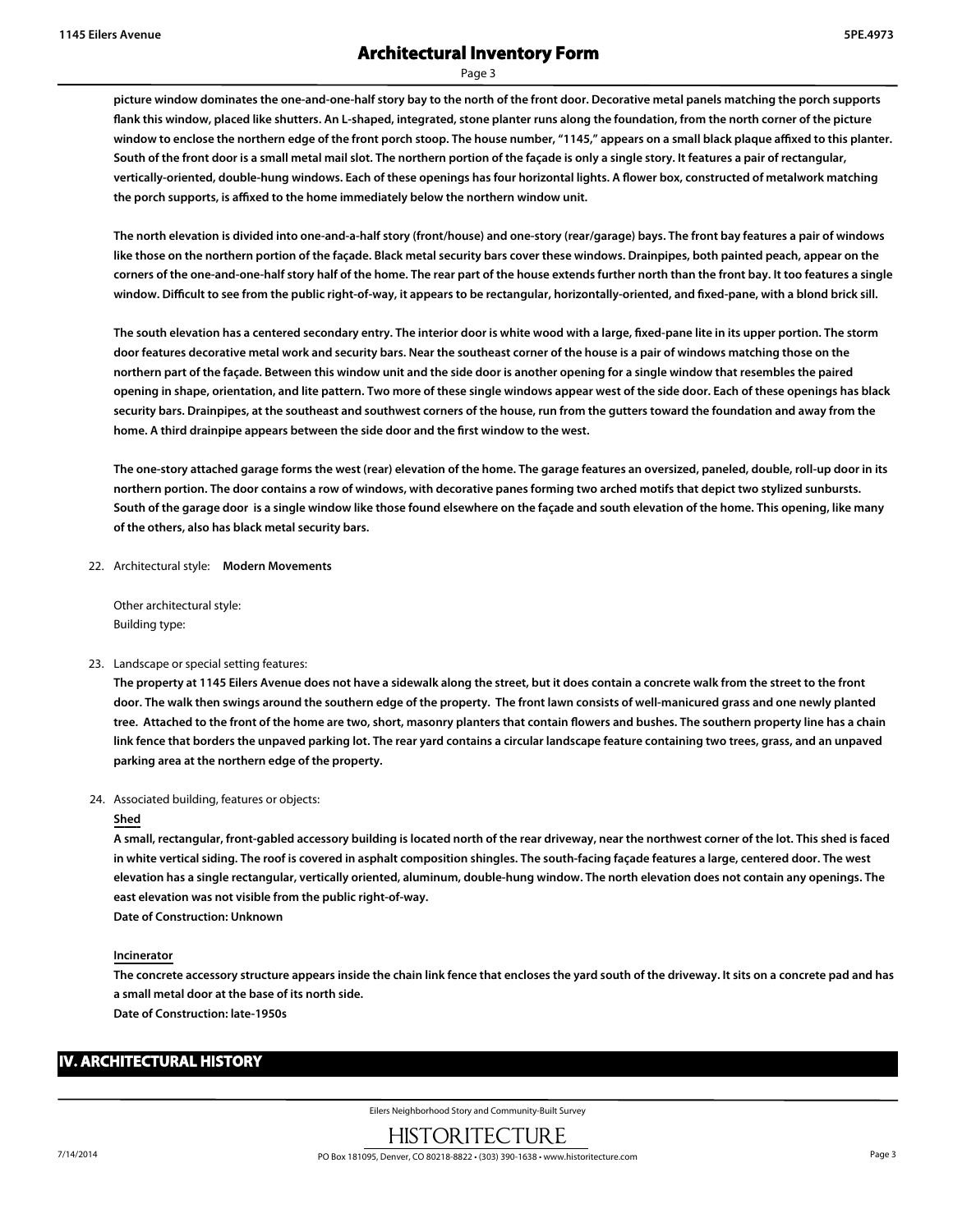**picture window dominates the one-and-one-half story bay to the north of the front door. Decorative metal panels matching the porch supports flank this window, placed like shutters. An L-shaped, integrated, stone planter runs along the foundation, from the north corner of the picture window to enclose the northern edge of the front porch stoop. The house number, "1145," appears on a small black plaque affixed to this planter. South of the front door is a small metal mail slot. The northern portion of the façade is only a single story. It features a pair of rectangular, vertically-oriented, double-hung windows. Each of these openings has four horizontal lights. A flower box, constructed of metalwork matching the porch supports, is affixed to the home immediately below the northern window unit.**

**The north elevation is divided into one-and-a-half story (front/house) and one-story (rear/garage) bays. The front bay features a pair of windows like those on the northern portion of the façade. Black metal security bars cover these windows. Drainpipes, both painted peach, appear on the corners of the one-and-one-half story half of the home. The rear part of the house extends further north than the front bay. It too features a single window. Difficult to see from the public right-of-way, it appears to be rectangular, horizontally-oriented, and fixed-pane, with a blond brick sill.**

**The south elevation has a centered secondary entry. The interior door is white wood with a large, fixed-pane lite in its upper portion. The storm door features decorative metal work and security bars. Near the southeast corner of the house is a pair of windows matching those on the northern part of the façade. Between this window unit and the side door is another opening for a single window that resembles the paired opening in shape, orientation, and lite pattern. Two more of these single windows appear west of the side door. Each of these openings has black security bars. Drainpipes, at the southeast and southwest corners of the house, run from the gutters toward the foundation and away from the home. A third drainpipe appears between the side door and the first window to the west.**

**The one-story attached garage forms the west (rear) elevation of the home. The garage features an oversized, paneled, double, roll-up door in its northern portion. The door contains a row of windows, with decorative panes forming two arched motifs that depict two stylized sunbursts. South of the garage door is a single window like those found elsewhere on the façade and south elevation of the home. This opening, like many of the others, also has black metal security bars.**

22. Architectural style: **Modern Movements**

 Other architectural style:
 Building type:

23. Landscape or special setting features:
 **The property at 1145 Eilers Avenue does not have a sidewalk along the street, but it does contain a concrete walk from the street to the front door. The walk then swings around the southern edge of the property. The front lawn consists of well-manicured grass and one newly planted tree. Attached to the front of the home are two, short, masonry planters that contain flowers and bushes. The southern property line has a chain link fence that borders the unpaved parking lot. The rear yard contains a circular landscape feature containing two trees, grass, and an unpaved parking area at the northern edge of the property.**

24. Associated building, features or objects:

 **Shed**

 **A small, rectangular, front-gabled accessory building is located north of the rear driveway, near the northwest corner of the lot. This shed is faced in white vertical siding. The roof is covered in asphalt composition shingles. The south-facing façade features a large, centered door. The west elevation has a single rectangular, vertically oriented, aluminum, double-hung window. The north elevation does not contain any openings. The east elevation was not visible from the public right-of-way.**
 **Date of Construction: Unknown**

 **Incinerator**

 **The concrete accessory structure appears inside the chain link fence that encloses the yard south of the driveway. It sits on a concrete pad and has a small metal door at the base of its north side.**
 **Date of Construction: late-1950s**

## IV. ARCHITECTURAL HISTORY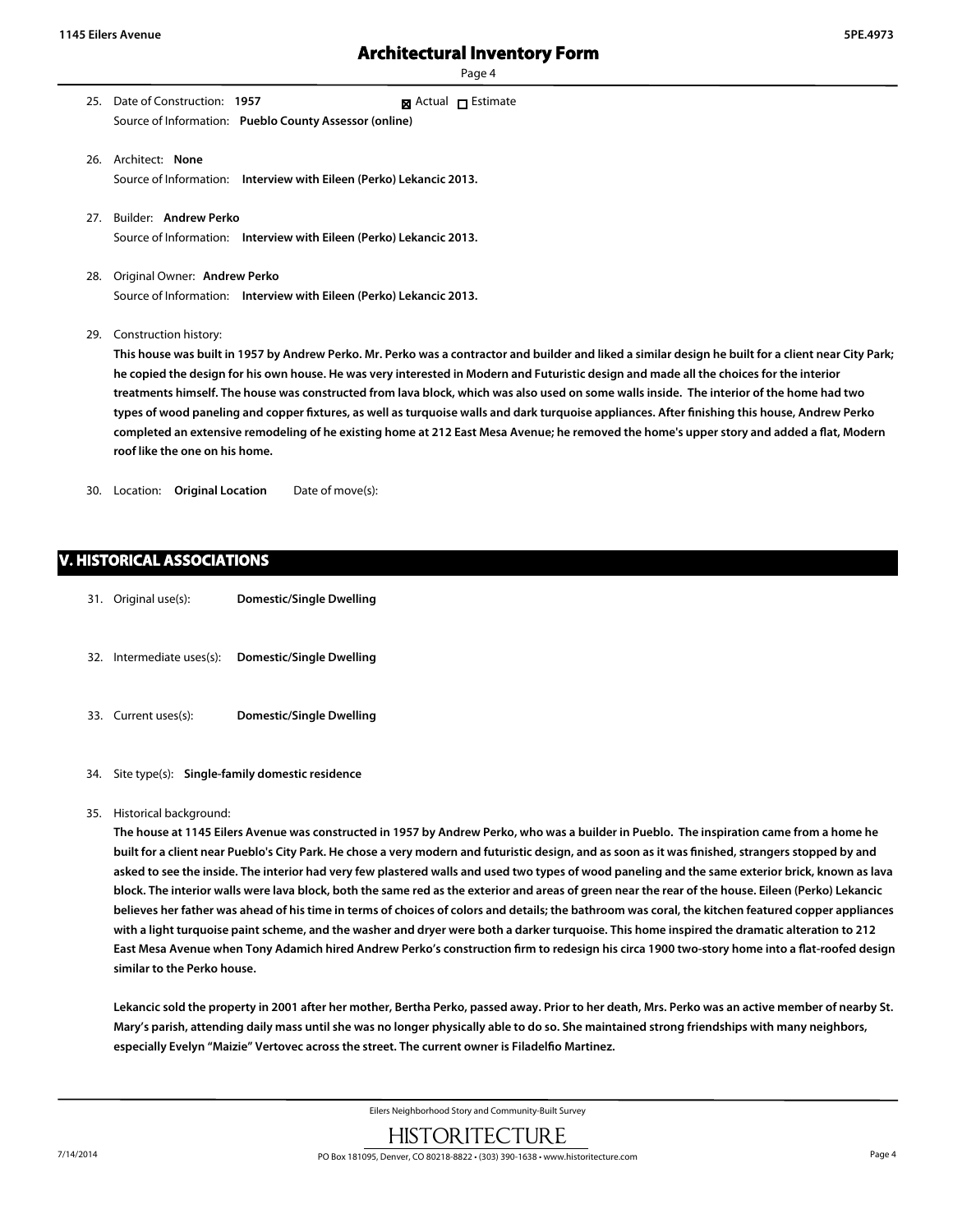25. Date of Construction: **1957** ☒ Actual ☐ Estimate
 Source of Information: **Pueblo County Assessor (online)**

26. Architect: **None**
 Source of Information: **Interview with Eileen (Perko) Lekancic 2013.**

27. Builder: **Andrew Perko**
 Source of Information: **Interview with Eileen (Perko) Lekancic 2013.**

28. Original Owner: **Andrew Perko**
 Source of Information: **Interview with Eileen (Perko) Lekancic 2013.**

29. Construction history:
 **This house was built in 1957 by Andrew Perko. Mr. Perko was a contractor and builder and liked a similar design he built for a client near City Park; he copied the design for his own house. He was very interested in Modern and Futuristic design and made all the choices for the interior treatments himself. The house was constructed from lava block, which was also used on some walls inside. The interior of the home had two types of wood paneling and copper fixtures, as well as turquoise walls and dark turquoise appliances. After finishing this house, Andrew Perko completed an extensive remodeling of he existing home at 212 East Mesa Avenue; he removed the home's upper story and added a flat, Modern roof like the one on his home.**

30. Location: **Original Location** Date of move(s):

## V. HISTORICAL ASSOCIATIONS

31. Original use(s): **Domestic/Single Dwelling**

32. Intermediate uses(s): **Domestic/Single Dwelling**

33. Current uses(s): **Domestic/Single Dwelling**

34. Site type(s): **Single-family domestic residence**

35. Historical background:
 **The house at 1145 Eilers Avenue was constructed in 1957 by Andrew Perko, who was a builder in Pueblo. The inspiration came from a home he built for a client near Pueblo's City Park. He chose a very modern and futuristic design, and as soon as it was finished, strangers stopped by and asked to see the inside. The interior had very few plastered walls and used two types of wood paneling and the same exterior brick, known as lava block. The interior walls were lava block, both the same red as the exterior and areas of green near the rear of the house. Eileen (Perko) Lekancic believes her father was ahead of his time in terms of choices of colors and details; the bathroom was coral, the kitchen featured copper appliances with a light turquoise paint scheme, and the washer and dryer were both a darker turquoise. This home inspired the dramatic alteration to 212 East Mesa Avenue when Tony Adamich hired Andrew Perko's construction firm to redesign his circa 1900 two-story home into a flat-roofed design similar to the Perko house.**

 **Lekancic sold the property in 2001 after her mother, Bertha Perko, passed away. Prior to her death, Mrs. Perko was an active member of nearby St. Mary's parish, attending daily mass until she was no longer physically able to do so. She maintained strong friendships with many neighbors, especially Evelyn "Maizie" Vertovec across the street. The current owner is Filadelfio Martinez.**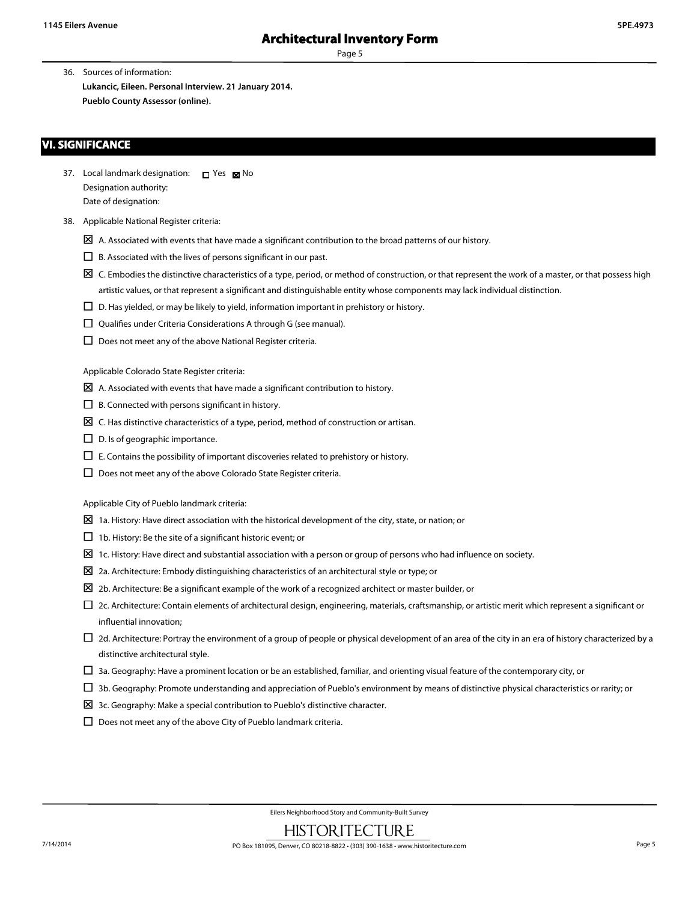36. Sources of information:

    **Lukancic, Eileen. Personal Interview. 21 January 2014.**

    **Pueblo County Assessor (online).**

## VI. SIGNIFICANCE

37. Local landmark designation: ☐ Yes ☒ No

    Designation authority:

    Date of designation:

38. Applicable National Register criteria:

    ☒ A. Associated with events that have made a significant contribution to the broad patterns of our history.

    ☐ B. Associated with the lives of persons significant in our past.

    ☒ C. Embodies the distinctive characteristics of a type, period, or method of construction, or that represent the work of a master, or that possess high artistic values, or that represent a significant and distinguishable entity whose components may lack individual distinction.

    ☐ D. Has yielded, or may be likely to yield, information important in prehistory or history.

    ☐ Qualifies under Criteria Considerations A through G (see manual).

    ☐ Does not meet any of the above National Register criteria.

    Applicable Colorado State Register criteria:

    ☒ A. Associated with events that have made a significant contribution to history.

    ☐ B. Connected with persons significant in history.

    ☒ C. Has distinctive characteristics of a type, period, method of construction or artisan.

    ☐ D. Is of geographic importance.

    ☐ E. Contains the possibility of important discoveries related to prehistory or history.

    ☐ Does not meet any of the above Colorado State Register criteria.

    Applicable City of Pueblo landmark criteria:

    ☒ 1a. History: Have direct association with the historical development of the city, state, or nation; or

    ☐ 1b. History: Be the site of a significant historic event; or

    ☒ 1c. History: Have direct and substantial association with a person or group of persons who had influence on society.

    ☒ 2a. Architecture: Embody distinguishing characteristics of an architectural style or type; or

    ☒ 2b. Architecture: Be a significant example of the work of a recognized architect or master builder, or

    ☐ 2c. Architecture: Contain elements of architectural design, engineering, materials, craftsmanship, or artistic merit which represent a significant or influential innovation;

    ☐ 2d. Architecture: Portray the environment of a group of people or physical development of an area of the city in an era of history characterized by a distinctive architectural style.

    ☐ 3a. Geography: Have a prominent location or be an established, familiar, and orienting visual feature of the contemporary city, or

    ☐ 3b. Geography: Promote understanding and appreciation of Pueblo's environment by means of distinctive physical characteristics or rarity; or

    ☒ 3c. Geography: Make a special contribution to Pueblo's distinctive character.

    ☐ Does not meet any of the above City of Pueblo landmark criteria.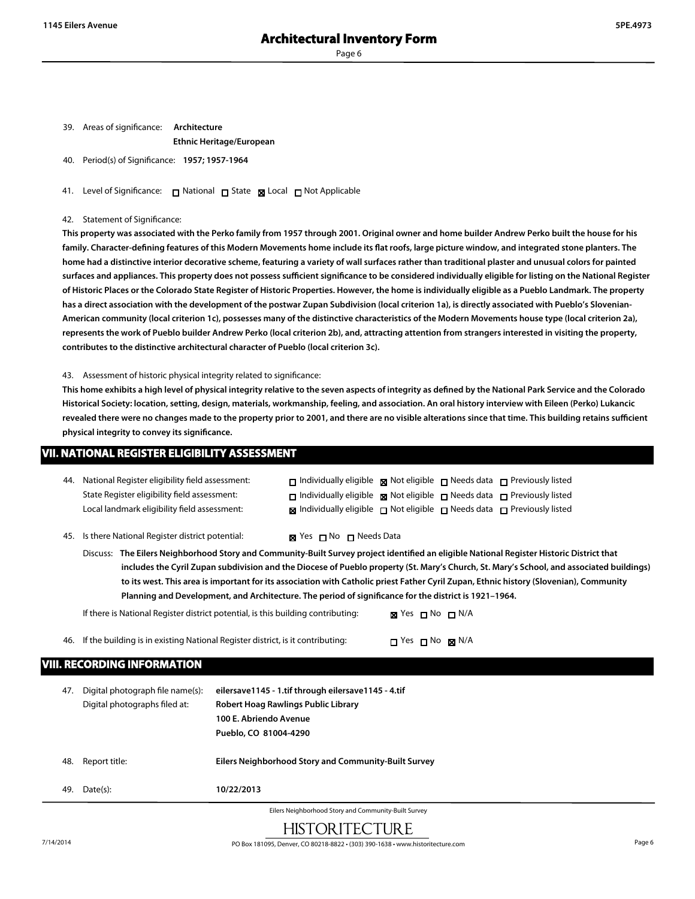39. Areas of significance: **Architecture**
**Ethnic Heritage/European**

40. Period(s) of Significance: **1957; 1957-1964**

41. Level of Significance: ☐ National ☐ State ☒ Local ☐ Not Applicable

42. Statement of Significance:

**This property was associated with the Perko family from 1957 through 2001. Original owner and home builder Andrew Perko built the house for his family. Character-defining features of this Modern Movements home include its flat roofs, large picture window, and integrated stone planters. The home had a distinctive interior decorative scheme, featuring a variety of wall surfaces rather than traditional plaster and unusual colors for painted surfaces and appliances. This property does not possess sufficient significance to be considered individually eligible for listing on the National Register of Historic Places or the Colorado State Register of Historic Properties. However, the home is individually eligible as a Pueblo Landmark. The property has a direct association with the development of the postwar Zupan Subdivision (local criterion 1a), is directly associated with Pueblo's Slovenian-American community (local criterion 1c), possesses many of the distinctive characteristics of the Modern Movements house type (local criterion 2a), represents the work of Pueblo builder Andrew Perko (local criterion 2b), and, attracting attention from strangers interested in visiting the property, contributes to the distinctive architectural character of Pueblo (local criterion 3c).**

43. Assessment of historic physical integrity related to significance:

**This home exhibits a high level of physical integrity relative to the seven aspects of integrity as defined by the National Park Service and the Colorado Historical Society: location, setting, design, materials, workmanship, feeling, and association. An oral history interview with Eileen (Perko) Lukancic revealed there were no changes made to the property prior to 2001, and there are no visible alterations since that time. This building retains sufficient physical integrity to convey its significance.**

## VII. NATIONAL REGISTER ELIGIBILITY ASSESSMENT

44. National Register eligibility field assessment: ☐ Individually eligible ☒ Not eligible ☐ Needs data ☐ Previously listed
State Register eligibility field assessment: ☐ Individually eligible ☒ Not eligible ☐ Needs data ☐ Previously listed
Local landmark eligibility field assessment: ☒ Individually eligible ☐ Not eligible ☐ Needs data ☐ Previously listed

45. Is there National Register district potential: ☒ Yes ☐ No ☐ Needs Data

Discuss: **The Eilers Neighborhood Story and Community-Built Survey project identified an eligible National Register Historic District that includes the Cyril Zupan subdivision and the Diocese of Pueblo property (St. Mary's Church, St. Mary's School, and associated buildings) to its west. This area is important for its association with Catholic priest Father Cyril Zupan, Ethnic history (Slovenian), Community Planning and Development, and Architecture. The period of significance for the district is 1921–1964.**

If there is National Register district potential, is this building contributing: ☒ Yes ☐ No ☐ N/A

46. If the building is in existing National Register district, is it contributing: ☐ Yes ☐ No ☒ N/A

## VIII. RECORDING INFORMATION

47. Digital photograph file name(s): **eilersave1145 - 1.tif through eilersave1145 - 4.tif**
Digital photographs filed at: **Robert Hoag Rawlings Public Library**
**100 E. Abriendo Avenue**
**Pueblo, CO 81004-4290**

48. Report title: **Eilers Neighborhood Story and Community-Built Survey**

49. Date(s): **10/22/2013**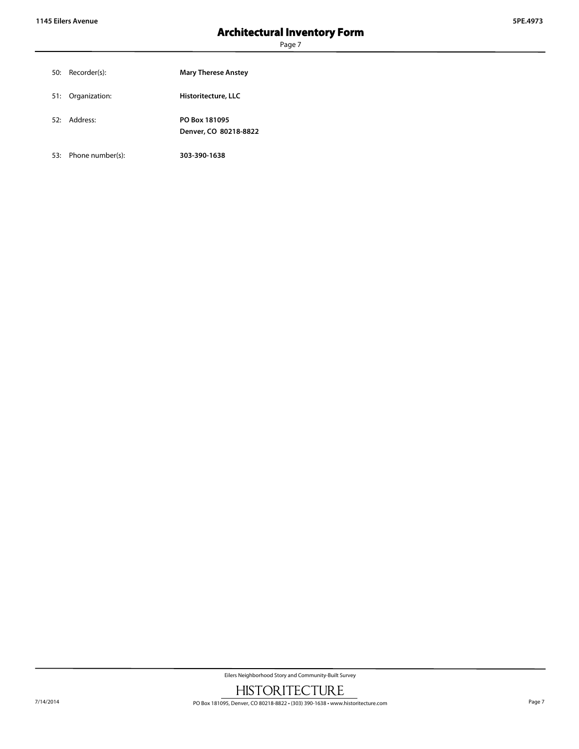50: Recorder(s): **Mary Therese Anstey**

51: Organization: **Historitecture, LLC**

52: Address: **PO Box 181095**
**Denver, CO 80218-8822**

53: Phone number(s): **303-390-1638**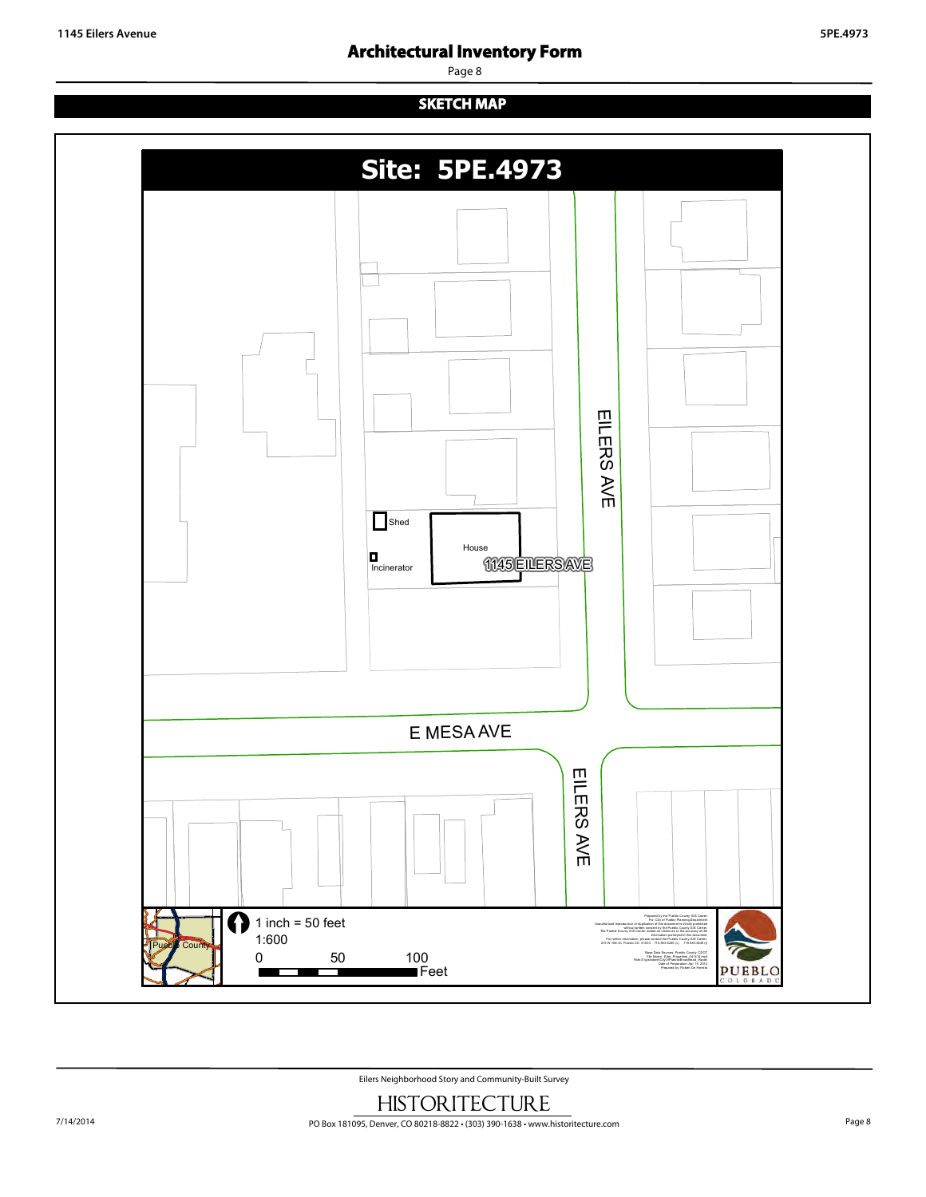# Architectural Inventory Form

## SKETCH MAP

**Site: 5PE.4973**

Shed

House

Incinerator

1145 EILERS AVE

EILERS AVE

E MESA AVE

EILERS AVE

Pueblo County

1 inch = 50 feet

1:600

0 50 100 Feet

PUEBLO COLORADO

Eilers Neighborhood Story and Community-Built Survey

HISTORITECTURE

PO Box 181095, Denver, CO 80218-8822 • (303) 390-1638 • www.historitecture.com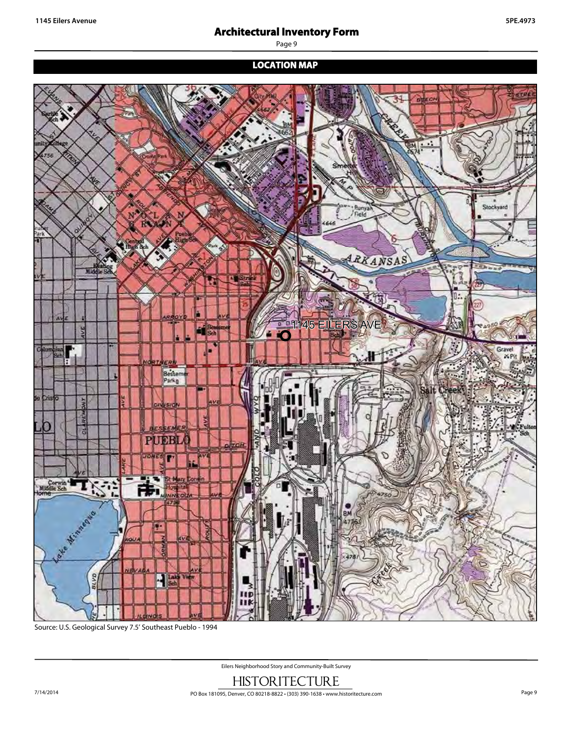## LOCATION MAP

1145 EILERS AVE

Source: U.S. Geological Survey 7.5' Southeast Pueblo - 1994